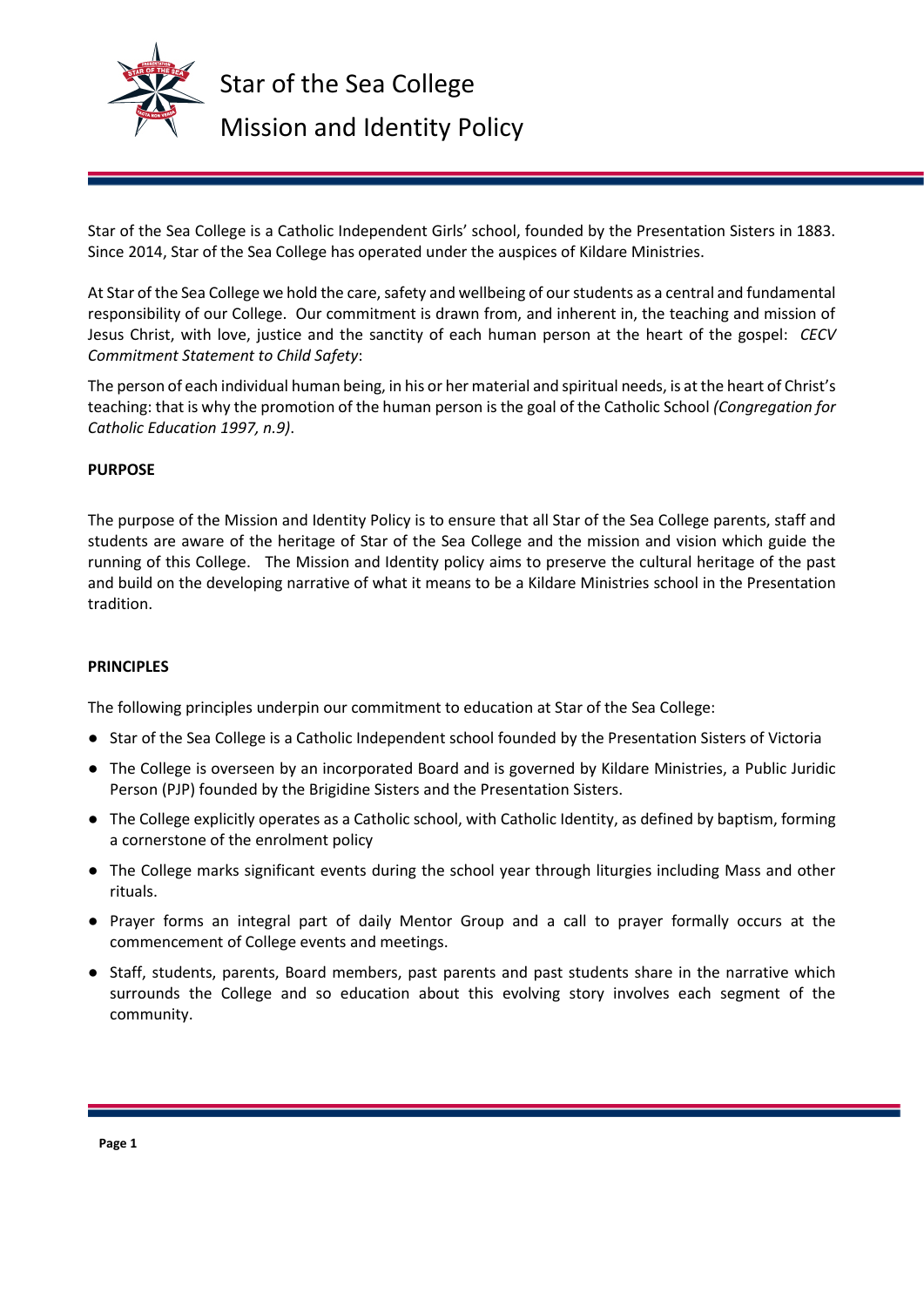# Star of the Sea College

# Mission and Identity Policy

Star of the Sea College is a Catholic Independent Girls' school, founded by the Presentation Sisters in 1883. Since 2014, Star of the Sea College has operated under the auspices of Kildare Ministries.

At Star of the Sea College we hold the care, safety and wellbeing of our students as a central and fundamental responsibility of our College. Our commitment is drawn from, and inherent in, the teaching and mission of Jesus Christ, with love, justice and the sanctity of each human person at the heart of the gospel: *CECV Commitment Statement to Child Safety*:

The person of each individual human being, in his or her material and spiritual needs, is at the heart of Christ's teaching: that is why the promotion of the human person is the goal of the Catholic School *(Congregation for Catholic Education 1997, n.9)*.

**PURPOSE**

The purpose of the Mission and Identity Policy is to ensure that all Star of the Sea College parents, staff and students are aware of the heritage of Star of the Sea College and the mission and vision which guide the running of this College. The Mission and Identity policy aims to preserve the cultural heritage of the past and build on the developing narrative of what it means to be a Kildare Ministries school in the Presentation tradition.

**PRINCIPLES**

The following principles underpin our commitment to education at Star of the Sea College:

- Star of the Sea College is a Catholic Independent school founded by the Presentation Sisters of Victoria
- The College is overseen by an incorporated Board and is governed by Kildare Ministries, a Public Juridic Person (PJP) founded by the Brigidine Sisters and the Presentation Sisters.
- The College explicitly operates as a Catholic school, with Catholic Identity, as defined by baptism, forming a cornerstone of the enrolment policy
- The College marks significant events during the school year through liturgies including Mass and other rituals.
- Prayer forms an integral part of daily Mentor Group and a call to prayer formally occurs at the commencement of College events and meetings.
- Staff, students, parents, Board members, past parents and past students share in the narrative which surrounds the College and so education about this evolving story involves each segment of the community.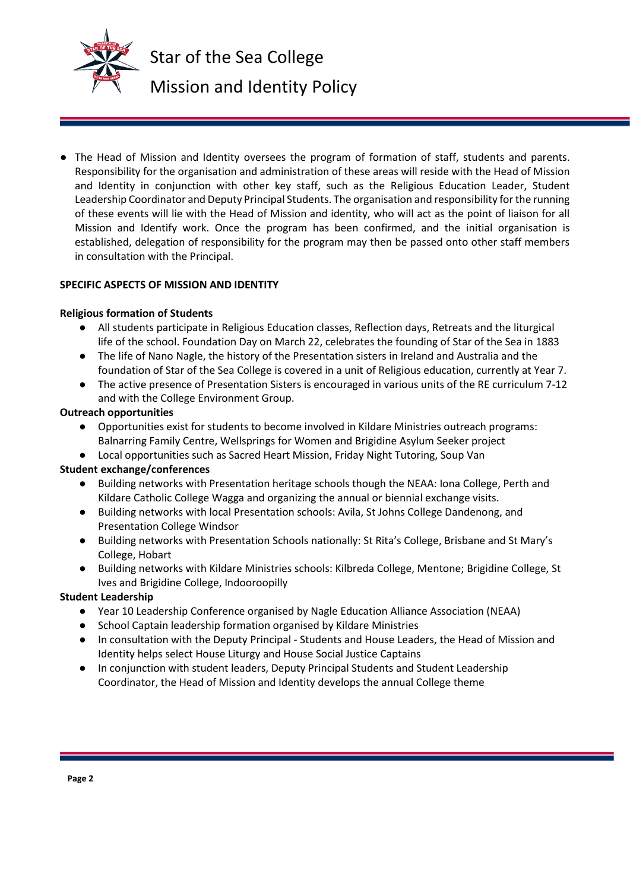- The Head of Mission and Identity oversees the program of formation of staff, students and parents. Responsibility for the organisation and administration of these areas will reside with the Head of Mission and Identity in conjunction with other key staff, such as the Religious Education Leader, Student Leadership Coordinator and Deputy Principal Students. The organisation and responsibility for the running of these events will lie with the Head of Mission and identity, who will act as the point of liaison for all Mission and Identify work. Once the program has been confirmed, and the initial organisation is established, delegation of responsibility for the program may then be passed onto other staff members in consultation with the Principal.

**SPECIFIC ASPECTS OF MISSION AND IDENTITY**

**Religious formation of Students**

- All students participate in Religious Education classes, Reflection days, Retreats and the liturgical life of the school. Foundation Day on March 22, celebrates the founding of Star of the Sea in 1883
- The life of Nano Nagle, the history of the Presentation sisters in Ireland and Australia and the foundation of Star of the Sea College is covered in a unit of Religious education, currently at Year 7.
- The active presence of Presentation Sisters is encouraged in various units of the RE curriculum 7-12 and with the College Environment Group.

**Outreach opportunities**

- Opportunities exist for students to become involved in Kildare Ministries outreach programs: Balnarring Family Centre, Wellsprings for Women and Brigidine Asylum Seeker project
- Local opportunities such as Sacred Heart Mission, Friday Night Tutoring, Soup Van

**Student exchange/conferences**

- Building networks with Presentation heritage schools though the NEAA: Iona College, Perth and Kildare Catholic College Wagga and organizing the annual or biennial exchange visits.
- Building networks with local Presentation schools: Avila, St Johns College Dandenong, and Presentation College Windsor
- Building networks with Presentation Schools nationally: St Rita's College, Brisbane and St Mary's College, Hobart
- Building networks with Kildare Ministries schools: Kilbreda College, Mentone; Brigidine College, St Ives and Brigidine College, Indooroopilly

**Student Leadership**

- Year 10 Leadership Conference organised by Nagle Education Alliance Association (NEAA)
- School Captain leadership formation organised by Kildare Ministries
- In consultation with the Deputy Principal - Students and House Leaders, the Head of Mission and Identity helps select House Liturgy and House Social Justice Captains
- In conjunction with student leaders, Deputy Principal Students and Student Leadership Coordinator, the Head of Mission and Identity develops the annual College theme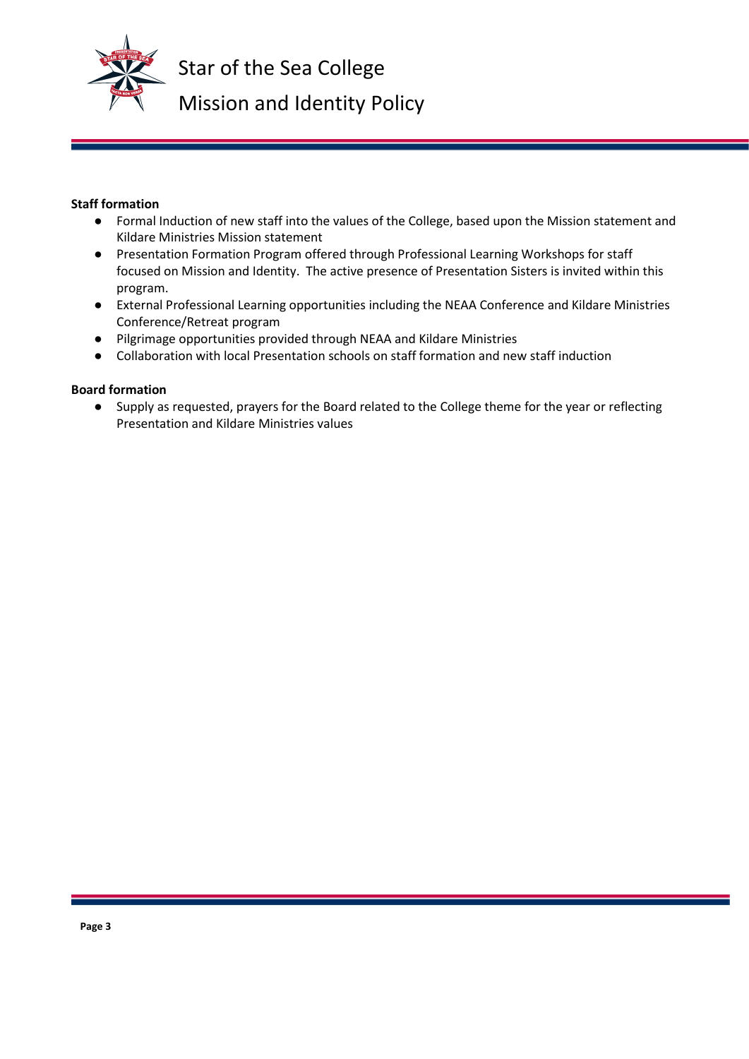**Staff formation**

- Formal Induction of new staff into the values of the College, based upon the Mission statement and Kildare Ministries Mission statement
- Presentation Formation Program offered through Professional Learning Workshops for staff focused on Mission and Identity. The active presence of Presentation Sisters is invited within this program.
- External Professional Learning opportunities including the NEAA Conference and Kildare Ministries Conference/Retreat program
- Pilgrimage opportunities provided through NEAA and Kildare Ministries
- Collaboration with local Presentation schools on staff formation and new staff induction

**Board formation**

- Supply as requested, prayers for the Board related to the College theme for the year or reflecting Presentation and Kildare Ministries values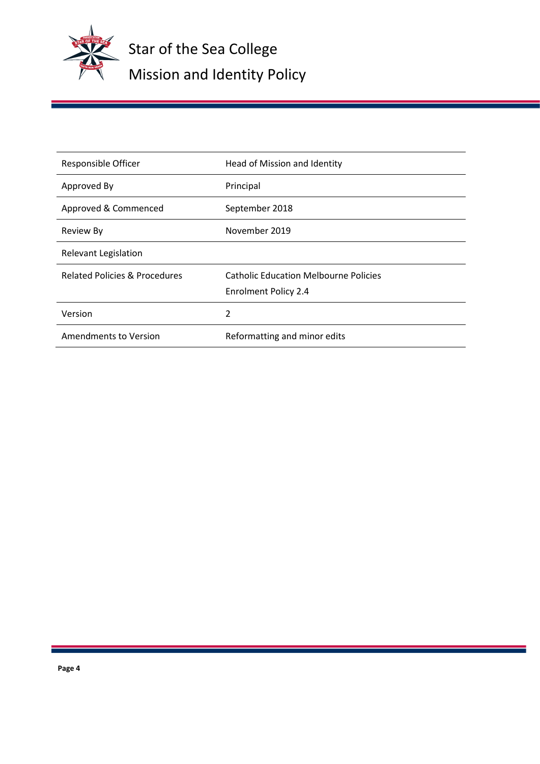# Star of the Sea College

# Mission and Identity Policy

| | |
|---|---|
| Responsible Officer | Head of Mission and Identity |
| Approved By | Principal |
| Approved & Commenced | September 2018 |
| Review By | November 2019 |
| Relevant Legislation | |
| Related Policies & Procedures | Catholic Education Melbourne Policies<br>Enrolment Policy 2.4 |
| Version | 2 |
| Amendments to Version | Reformatting and minor edits |